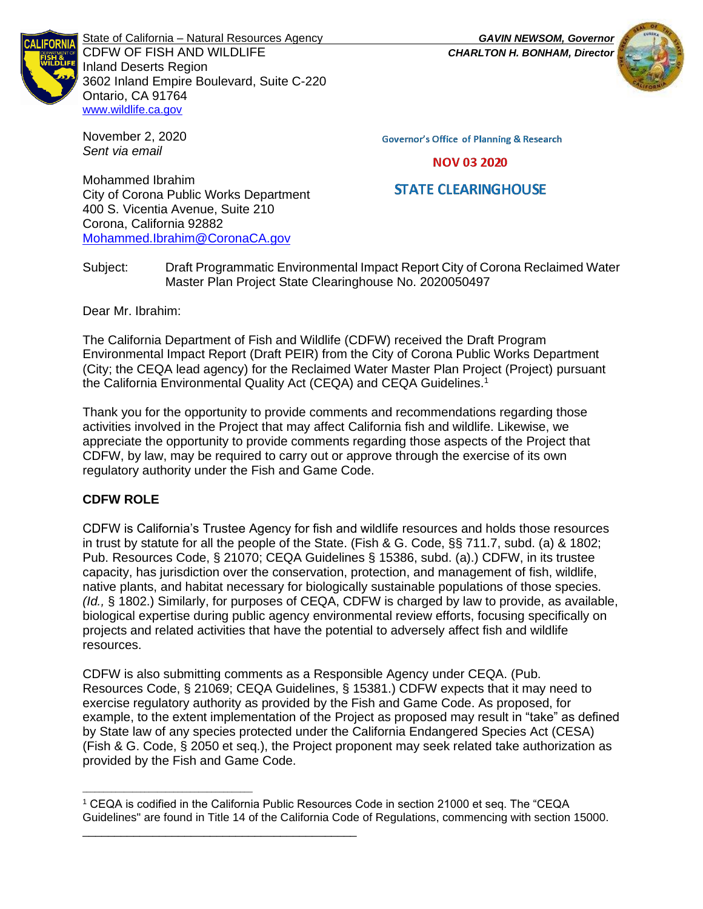State of California – Natural Resources Agency
CDFW OF FISH AND WILDLIFE
Inland Deserts Region
3602 Inland Empire Boulevard, Suite C-220
Ontario, CA 91764
www.wildlife.ca.gov

***GAVIN NEWSOM, Governor***
***CHARLTON H. BONHAM, Director***

November 2, 2020
*Sent via email*

Governor's Office of Planning & Research

NOV 03 2020

STATE CLEARINGHOUSE

Mohammed Ibrahim
City of Corona Public Works Department
400 S. Vicentia Avenue, Suite 210
Corona, California 92882
Mohammed.Ibrahim@CoronaCA.gov

Subject: Draft Programmatic Environmental Impact Report City of Corona Reclaimed Water Master Plan Project State Clearinghouse No. 2020050497

Dear Mr. Ibrahim:

The California Department of Fish and Wildlife (CDFW) received the Draft Program Environmental Impact Report (Draft PEIR) from the City of Corona Public Works Department (City; the CEQA lead agency) for the Reclaimed Water Master Plan Project (Project) pursuant the California Environmental Quality Act (CEQA) and CEQA Guidelines.[1]

Thank you for the opportunity to provide comments and recommendations regarding those activities involved in the Project that may affect California fish and wildlife. Likewise, we appreciate the opportunity to provide comments regarding those aspects of the Project that CDFW, by law, may be required to carry out or approve through the exercise of its own regulatory authority under the Fish and Game Code.

**CDFW ROLE**

CDFW is California's Trustee Agency for fish and wildlife resources and holds those resources in trust by statute for all the people of the State. (Fish & G. Code, §§ 711.7, subd. (a) & 1802; Pub. Resources Code, § 21070; CEQA Guidelines § 15386, subd. (a).) CDFW, in its trustee capacity, has jurisdiction over the conservation, protection, and management of fish, wildlife, native plants, and habitat necessary for biologically sustainable populations of those species. *(Id.,* § 1802.) Similarly, for purposes of CEQA, CDFW is charged by law to provide, as available, biological expertise during public agency environmental review efforts, focusing specifically on projects and related activities that have the potential to adversely affect fish and wildlife resources.

CDFW is also submitting comments as a Responsible Agency under CEQA. (Pub. Resources Code, § 21069; CEQA Guidelines, § 15381.) CDFW expects that it may need to exercise regulatory authority as provided by the Fish and Game Code. As proposed, for example, to the extent implementation of the Project as proposed may result in "take" as defined by State law of any species protected under the California Endangered Species Act (CESA) (Fish & G. Code, § 2050 et seq.), the Project proponent may seek related take authorization as provided by the Fish and Game Code.

[1] CEQA is codified in the California Public Resources Code in section 21000 et seq. The "CEQA Guidelines" are found in Title 14 of the California Code of Regulations, commencing with section 15000.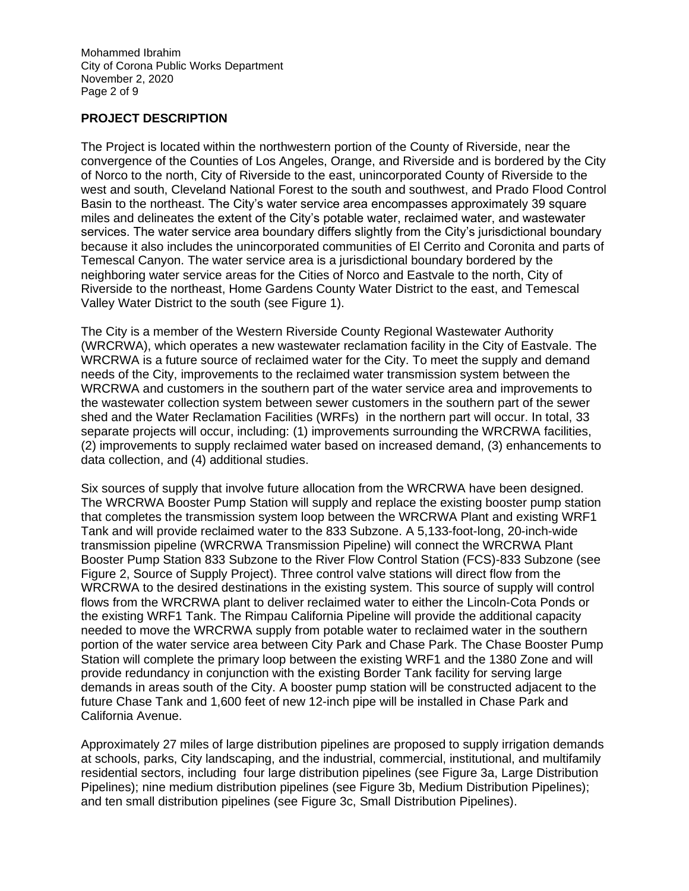## PROJECT DESCRIPTION

The Project is located within the northwestern portion of the County of Riverside, near the convergence of the Counties of Los Angeles, Orange, and Riverside and is bordered by the City of Norco to the north, City of Riverside to the east, unincorporated County of Riverside to the west and south, Cleveland National Forest to the south and southwest, and Prado Flood Control Basin to the northeast. The City's water service area encompasses approximately 39 square miles and delineates the extent of the City's potable water, reclaimed water, and wastewater services. The water service area boundary differs slightly from the City's jurisdictional boundary because it also includes the unincorporated communities of El Cerrito and Coronita and parts of Temescal Canyon. The water service area is a jurisdictional boundary bordered by the neighboring water service areas for the Cities of Norco and Eastvale to the north, City of Riverside to the northeast, Home Gardens County Water District to the east, and Temescal Valley Water District to the south (see Figure 1).

The City is a member of the Western Riverside County Regional Wastewater Authority (WRCRWA), which operates a new wastewater reclamation facility in the City of Eastvale. The WRCRWA is a future source of reclaimed water for the City. To meet the supply and demand needs of the City, improvements to the reclaimed water transmission system between the WRCRWA and customers in the southern part of the water service area and improvements to the wastewater collection system between sewer customers in the southern part of the sewer shed and the Water Reclamation Facilities (WRFs) in the northern part will occur. In total, 33 separate projects will occur, including: (1) improvements surrounding the WRCRWA facilities, (2) improvements to supply reclaimed water based on increased demand, (3) enhancements to data collection, and (4) additional studies.

Six sources of supply that involve future allocation from the WRCRWA have been designed. The WRCRWA Booster Pump Station will supply and replace the existing booster pump station that completes the transmission system loop between the WRCRWA Plant and existing WRF1 Tank and will provide reclaimed water to the 833 Subzone. A 5,133-foot-long, 20-inch-wide transmission pipeline (WRCRWA Transmission Pipeline) will connect the WRCRWA Plant Booster Pump Station 833 Subzone to the River Flow Control Station (FCS)-833 Subzone (see Figure 2, Source of Supply Project). Three control valve stations will direct flow from the WRCRWA to the desired destinations in the existing system. This source of supply will control flows from the WRCRWA plant to deliver reclaimed water to either the Lincoln-Cota Ponds or the existing WRF1 Tank. The Rimpau California Pipeline will provide the additional capacity needed to move the WRCRWA supply from potable water to reclaimed water in the southern portion of the water service area between City Park and Chase Park. The Chase Booster Pump Station will complete the primary loop between the existing WRF1 and the 1380 Zone and will provide redundancy in conjunction with the existing Border Tank facility for serving large demands in areas south of the City. A booster pump station will be constructed adjacent to the future Chase Tank and 1,600 feet of new 12-inch pipe will be installed in Chase Park and California Avenue.

Approximately 27 miles of large distribution pipelines are proposed to supply irrigation demands at schools, parks, City landscaping, and the industrial, commercial, institutional, and multifamily residential sectors, including four large distribution pipelines (see Figure 3a, Large Distribution Pipelines); nine medium distribution pipelines (see Figure 3b, Medium Distribution Pipelines); and ten small distribution pipelines (see Figure 3c, Small Distribution Pipelines).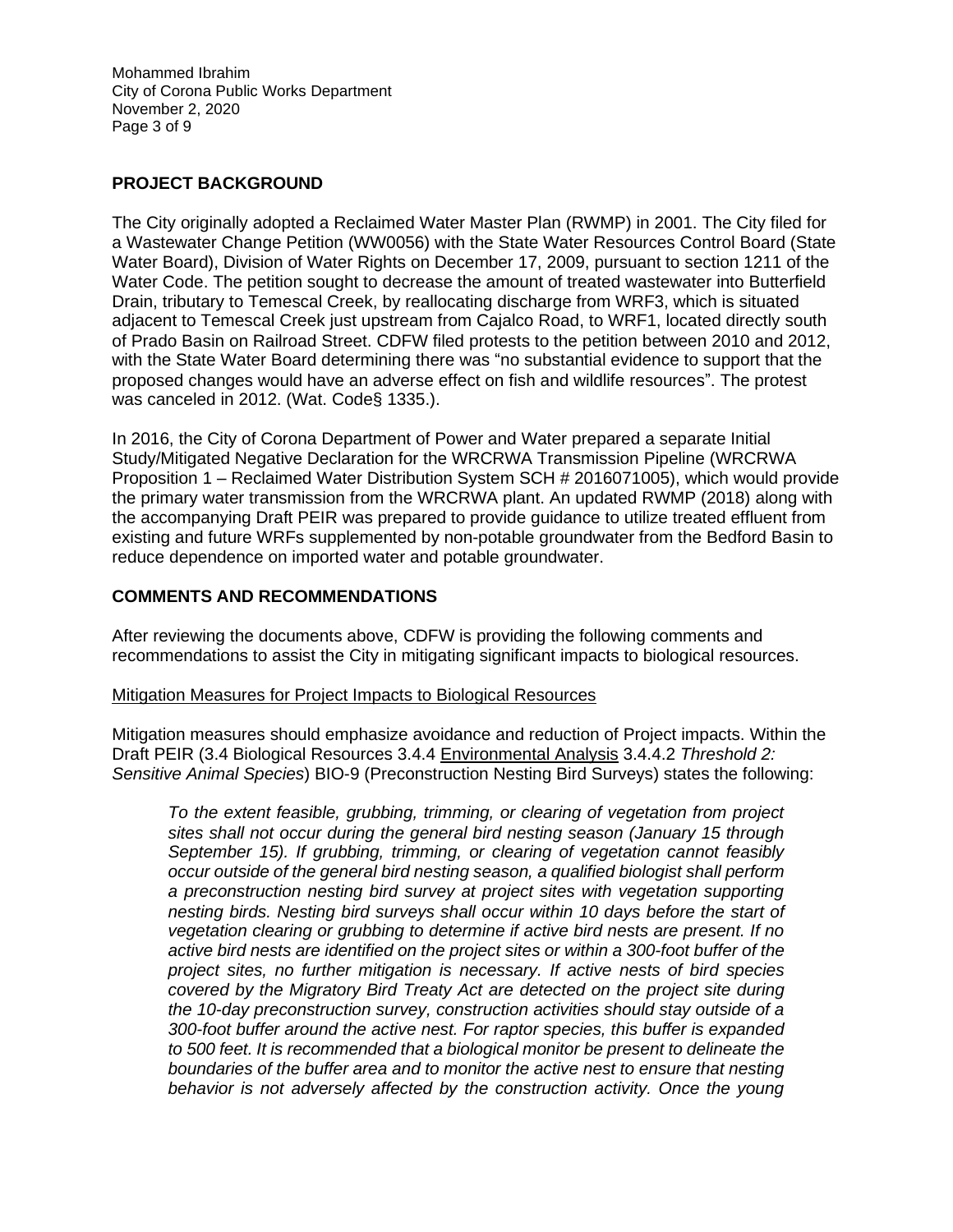## PROJECT BACKGROUND

The City originally adopted a Reclaimed Water Master Plan (RWMP) in 2001. The City filed for a Wastewater Change Petition (WW0056) with the State Water Resources Control Board (State Water Board), Division of Water Rights on December 17, 2009, pursuant to section 1211 of the Water Code. The petition sought to decrease the amount of treated wastewater into Butterfield Drain, tributary to Temescal Creek, by reallocating discharge from WRF3, which is situated adjacent to Temescal Creek just upstream from Cajalco Road, to WRF1, located directly south of Prado Basin on Railroad Street. CDFW filed protests to the petition between 2010 and 2012, with the State Water Board determining there was "no substantial evidence to support that the proposed changes would have an adverse effect on fish and wildlife resources". The protest was canceled in 2012. (Wat. Code§ 1335.).

In 2016, the City of Corona Department of Power and Water prepared a separate Initial Study/Mitigated Negative Declaration for the WRCRWA Transmission Pipeline (WRCRWA Proposition 1 – Reclaimed Water Distribution System SCH # 2016071005), which would provide the primary water transmission from the WRCRWA plant. An updated RWMP (2018) along with the accompanying Draft PEIR was prepared to provide guidance to utilize treated effluent from existing and future WRFs supplemented by non-potable groundwater from the Bedford Basin to reduce dependence on imported water and potable groundwater.

## COMMENTS AND RECOMMENDATIONS

After reviewing the documents above, CDFW is providing the following comments and recommendations to assist the City in mitigating significant impacts to biological resources.

<u>Mitigation Measures for Project Impacts to Biological Resources</u>

Mitigation measures should emphasize avoidance and reduction of Project impacts. Within the Draft PEIR (3.4 Biological Resources 3.4.4 <u>Environmental Analysis</u> 3.4.4.2 *Threshold 2: Sensitive Animal Species*) BIO-9 (Preconstruction Nesting Bird Surveys) states the following:

> *To the extent feasible, grubbing, trimming, or clearing of vegetation from project sites shall not occur during the general bird nesting season (January 15 through September 15). If grubbing, trimming, or clearing of vegetation cannot feasibly occur outside of the general bird nesting season, a qualified biologist shall perform a preconstruction nesting bird survey at project sites with vegetation supporting nesting birds. Nesting bird surveys shall occur within 10 days before the start of vegetation clearing or grubbing to determine if active bird nests are present. If no active bird nests are identified on the project sites or within a 300-foot buffer of the project sites, no further mitigation is necessary. If active nests of bird species covered by the Migratory Bird Treaty Act are detected on the project site during the 10-day preconstruction survey, construction activities should stay outside of a 300-foot buffer around the active nest. For raptor species, this buffer is expanded to 500 feet. It is recommended that a biological monitor be present to delineate the boundaries of the buffer area and to monitor the active nest to ensure that nesting behavior is not adversely affected by the construction activity. Once the young*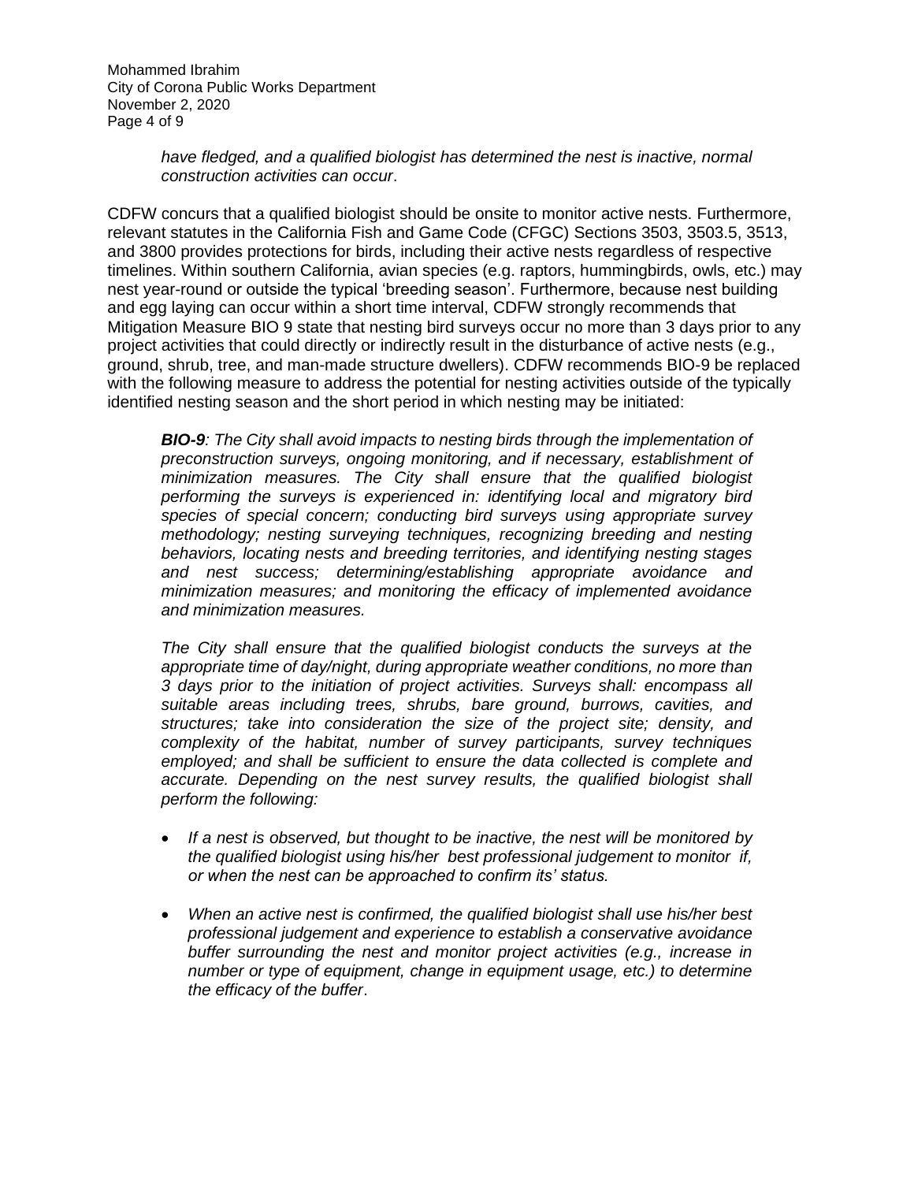*have fledged, and a qualified biologist has determined the nest is inactive, normal construction activities can occur*.

CDFW concurs that a qualified biologist should be onsite to monitor active nests. Furthermore, relevant statutes in the California Fish and Game Code (CFGC) Sections 3503, 3503.5, 3513, and 3800 provides protections for birds, including their active nests regardless of respective timelines. Within southern California, avian species (e.g. raptors, hummingbirds, owls, etc.) may nest year-round or outside the typical 'breeding season'. Furthermore, because nest building and egg laying can occur within a short time interval, CDFW strongly recommends that Mitigation Measure BIO 9 state that nesting bird surveys occur no more than 3 days prior to any project activities that could directly or indirectly result in the disturbance of active nests (e.g., ground, shrub, tree, and man-made structure dwellers). CDFW recommends BIO-9 be replaced with the following measure to address the potential for nesting activities outside of the typically identified nesting season and the short period in which nesting may be initiated:

> ***BIO-9****: The City shall avoid impacts to nesting birds through the implementation of preconstruction surveys, ongoing monitoring, and if necessary, establishment of minimization measures. The City shall ensure that the qualified biologist performing the surveys is experienced in: identifying local and migratory bird species of special concern; conducting bird surveys using appropriate survey methodology; nesting surveying techniques, recognizing breeding and nesting behaviors, locating nests and breeding territories, and identifying nesting stages and nest success; determining/establishing appropriate avoidance and minimization measures; and monitoring the efficacy of implemented avoidance and minimization measures.*
>
> *The City shall ensure that the qualified biologist conducts the surveys at the appropriate time of day/night, during appropriate weather conditions, no more than 3 days prior to the initiation of project activities. Surveys shall: encompass all suitable areas including trees, shrubs, bare ground, burrows, cavities, and structures; take into consideration the size of the project site; density, and complexity of the habitat, number of survey participants, survey techniques employed; and shall be sufficient to ensure the data collected is complete and accurate. Depending on the nest survey results, the qualified biologist shall perform the following:*
>
> - *If a nest is observed, but thought to be inactive, the nest will be monitored by the qualified biologist using his/her best professional judgement to monitor if, or when the nest can be approached to confirm its' status.*
>
> - *When an active nest is confirmed, the qualified biologist shall use his/her best professional judgement and experience to establish a conservative avoidance buffer surrounding the nest and monitor project activities (e.g., increase in number or type of equipment, change in equipment usage, etc.) to determine the efficacy of the buffer*.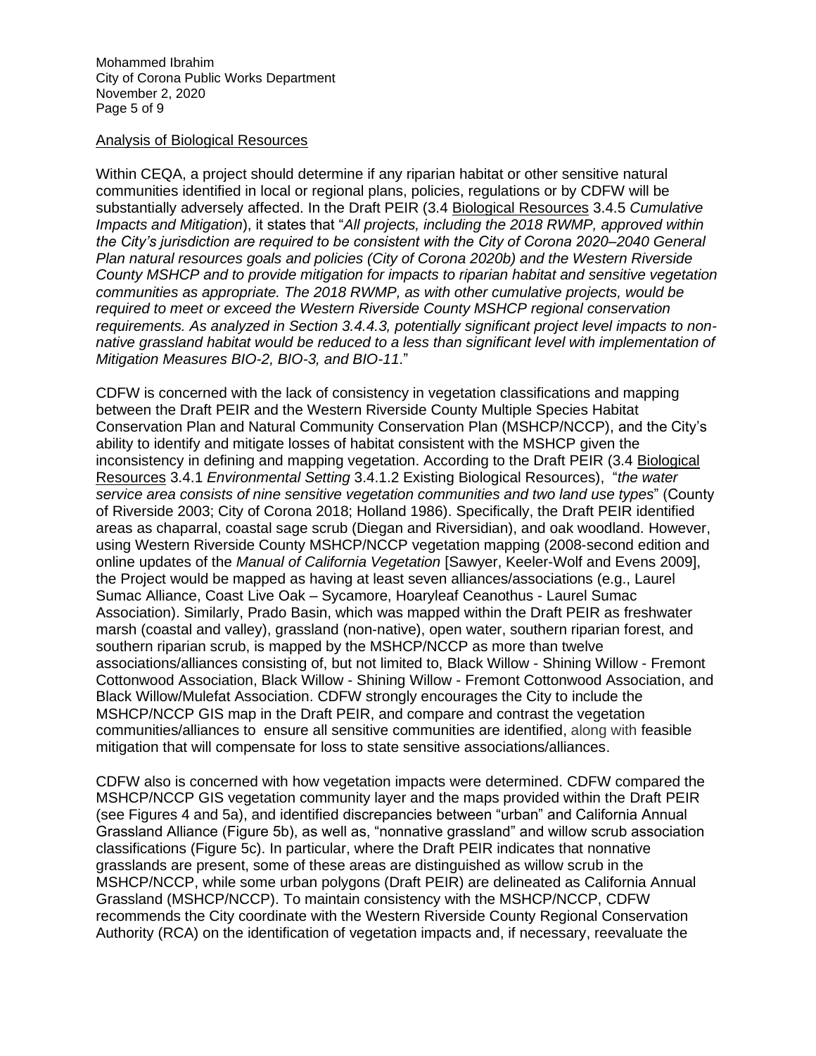## Analysis of Biological Resources

Within CEQA, a project should determine if any riparian habitat or other sensitive natural communities identified in local or regional plans, policies, regulations or by CDFW will be substantially adversely affected. In the Draft PEIR (3.4 Biological Resources 3.4.5 *Cumulative Impacts and Mitigation*), it states that "*All projects, including the 2018 RWMP, approved within the City's jurisdiction are required to be consistent with the City of Corona 2020–2040 General Plan natural resources goals and policies (City of Corona 2020b) and the Western Riverside County MSHCP and to provide mitigation for impacts to riparian habitat and sensitive vegetation communities as appropriate. The 2018 RWMP, as with other cumulative projects, would be required to meet or exceed the Western Riverside County MSHCP regional conservation requirements. As analyzed in Section 3.4.4.3, potentially significant project level impacts to non-native grassland habitat would be reduced to a less than significant level with implementation of Mitigation Measures BIO-2, BIO-3, and BIO-11*."

CDFW is concerned with the lack of consistency in vegetation classifications and mapping between the Draft PEIR and the Western Riverside County Multiple Species Habitat Conservation Plan and Natural Community Conservation Plan (MSHCP/NCCP), and the City's ability to identify and mitigate losses of habitat consistent with the MSHCP given the inconsistency in defining and mapping vegetation. According to the Draft PEIR (3.4 Biological Resources 3.4.1 *Environmental Setting* 3.4.1.2 Existing Biological Resources), "*the water service area consists of nine sensitive vegetation communities and two land use types*" (County of Riverside 2003; City of Corona 2018; Holland 1986). Specifically, the Draft PEIR identified areas as chaparral, coastal sage scrub (Diegan and Riversidian), and oak woodland. However, using Western Riverside County MSHCP/NCCP vegetation mapping (2008-second edition and online updates of the *Manual of California Vegetation* [Sawyer, Keeler-Wolf and Evens 2009], the Project would be mapped as having at least seven alliances/associations (e.g., Laurel Sumac Alliance, Coast Live Oak – Sycamore, Hoaryleaf Ceanothus - Laurel Sumac Association). Similarly, Prado Basin, which was mapped within the Draft PEIR as freshwater marsh (coastal and valley), grassland (non-native), open water, southern riparian forest, and southern riparian scrub, is mapped by the MSHCP/NCCP as more than twelve associations/alliances consisting of, but not limited to, Black Willow - Shining Willow - Fremont Cottonwood Association, Black Willow - Shining Willow - Fremont Cottonwood Association, and Black Willow/Mulefat Association. CDFW strongly encourages the City to include the MSHCP/NCCP GIS map in the Draft PEIR, and compare and contrast the vegetation communities/alliances to ensure all sensitive communities are identified, along with feasible mitigation that will compensate for loss to state sensitive associations/alliances.

CDFW also is concerned with how vegetation impacts were determined. CDFW compared the MSHCP/NCCP GIS vegetation community layer and the maps provided within the Draft PEIR (see Figures 4 and 5a), and identified discrepancies between "urban" and California Annual Grassland Alliance (Figure 5b), as well as, "nonnative grassland" and willow scrub association classifications (Figure 5c). In particular, where the Draft PEIR indicates that nonnative grasslands are present, some of these areas are distinguished as willow scrub in the MSHCP/NCCP, while some urban polygons (Draft PEIR) are delineated as California Annual Grassland (MSHCP/NCCP). To maintain consistency with the MSHCP/NCCP, CDFW recommends the City coordinate with the Western Riverside County Regional Conservation Authority (RCA) on the identification of vegetation impacts and, if necessary, reevaluate the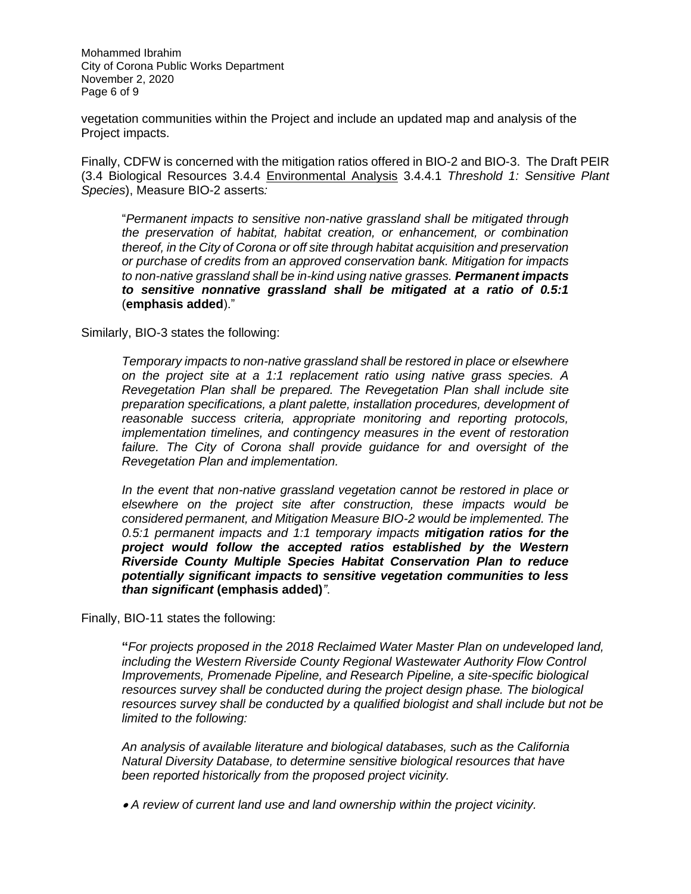vegetation communities within the Project and include an updated map and analysis of the Project impacts.

Finally, CDFW is concerned with the mitigation ratios offered in BIO-2 and BIO-3. The Draft PEIR (3.4 Biological Resources 3.4.4 Environmental Analysis 3.4.4.1 *Threshold 1: Sensitive Plant Species*), Measure BIO-2 asserts*:*

> "*Permanent impacts to sensitive non-native grassland shall be mitigated through the preservation of habitat, habitat creation, or enhancement, or combination thereof, in the City of Corona or off site through habitat acquisition and preservation or purchase of credits from an approved conservation bank. Mitigation for impacts to non-native grassland shall be in-kind using native grasses.* ***Permanent impacts to sensitive nonnative grassland shall be mitigated at a ratio of 0.5:1*** (**emphasis added**)."

Similarly, BIO-3 states the following:

> *Temporary impacts to non-native grassland shall be restored in place or elsewhere on the project site at a 1:1 replacement ratio using native grass species. A Revegetation Plan shall be prepared. The Revegetation Plan shall include site preparation specifications, a plant palette, installation procedures, development of reasonable success criteria, appropriate monitoring and reporting protocols, implementation timelines, and contingency measures in the event of restoration failure. The City of Corona shall provide guidance for and oversight of the Revegetation Plan and implementation.*
>
> *In the event that non-native grassland vegetation cannot be restored in place or elsewhere on the project site after construction, these impacts would be considered permanent, and Mitigation Measure BIO-2 would be implemented. The 0.5:1 permanent impacts and 1:1 temporary impacts* ***mitigation ratios for the project would follow the accepted ratios established by the Western Riverside County Multiple Species Habitat Conservation Plan to reduce potentially significant impacts to sensitive vegetation communities to less than significant*** **(emphasis added)***"*.

Finally, BIO-11 states the following:

> **"***For projects proposed in the 2018 Reclaimed Water Master Plan on undeveloped land, including the Western Riverside County Regional Wastewater Authority Flow Control Improvements, Promenade Pipeline, and Research Pipeline, a site-specific biological resources survey shall be conducted during the project design phase. The biological resources survey shall be conducted by a qualified biologist and shall include but not be limited to the following:*
>
> *An analysis of available literature and biological databases, such as the California Natural Diversity Database, to determine sensitive biological resources that have been reported historically from the proposed project vicinity.*
>
> - *A review of current land use and land ownership within the project vicinity.*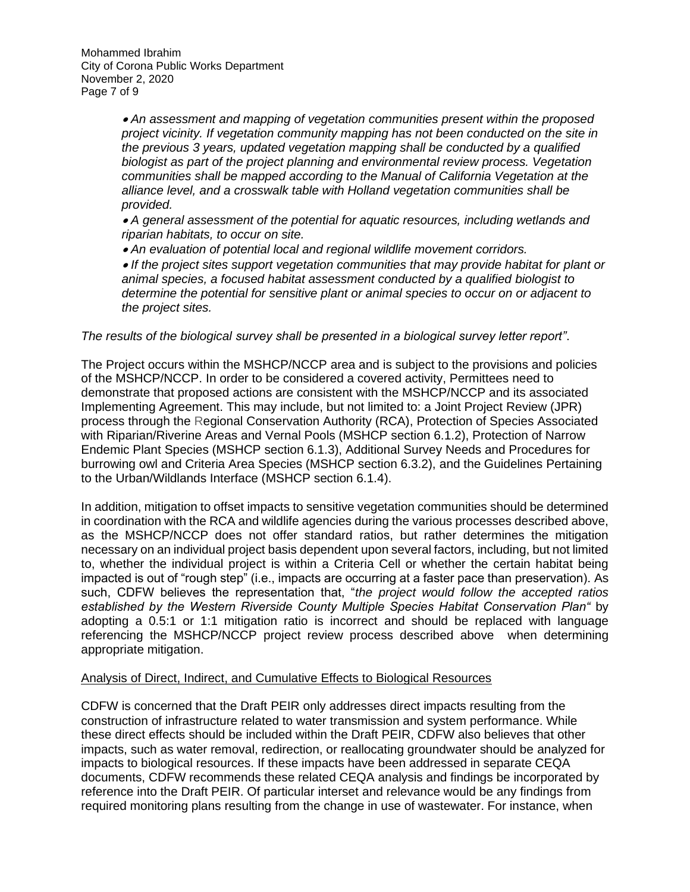- *An assessment and mapping of vegetation communities present within the proposed project vicinity. If vegetation community mapping has not been conducted on the site in the previous 3 years, updated vegetation mapping shall be conducted by a qualified biologist as part of the project planning and environmental review process. Vegetation communities shall be mapped according to the Manual of California Vegetation at the alliance level, and a crosswalk table with Holland vegetation communities shall be provided.*
- *A general assessment of the potential for aquatic resources, including wetlands and riparian habitats, to occur on site.*
- *An evaluation of potential local and regional wildlife movement corridors.*
- *If the project sites support vegetation communities that may provide habitat for plant or animal species, a focused habitat assessment conducted by a qualified biologist to determine the potential for sensitive plant or animal species to occur on or adjacent to the project sites.*

*The results of the biological survey shall be presented in a biological survey letter report"*.

The Project occurs within the MSHCP/NCCP area and is subject to the provisions and policies of the MSHCP/NCCP. In order to be considered a covered activity, Permittees need to demonstrate that proposed actions are consistent with the MSHCP/NCCP and its associated Implementing Agreement. This may include, but not limited to: a Joint Project Review (JPR) process through the Regional Conservation Authority (RCA), Protection of Species Associated with Riparian/Riverine Areas and Vernal Pools (MSHCP section 6.1.2), Protection of Narrow Endemic Plant Species (MSHCP section 6.1.3), Additional Survey Needs and Procedures for burrowing owl and Criteria Area Species (MSHCP section 6.3.2), and the Guidelines Pertaining to the Urban/Wildlands Interface (MSHCP section 6.1.4).

In addition, mitigation to offset impacts to sensitive vegetation communities should be determined in coordination with the RCA and wildlife agencies during the various processes described above, as the MSHCP/NCCP does not offer standard ratios, but rather determines the mitigation necessary on an individual project basis dependent upon several factors, including, but not limited to, whether the individual project is within a Criteria Cell or whether the certain habitat being impacted is out of "rough step" (i.e., impacts are occurring at a faster pace than preservation). As such, CDFW believes the representation that, "*the project would follow the accepted ratios established by the Western Riverside County Multiple Species Habitat Conservation Plan"* by adopting a 0.5:1 or 1:1 mitigation ratio is incorrect and should be replaced with language referencing the MSHCP/NCCP project review process described above when determining appropriate mitigation.

<u>Analysis of Direct, Indirect, and Cumulative Effects to Biological Resources</u>

CDFW is concerned that the Draft PEIR only addresses direct impacts resulting from the construction of infrastructure related to water transmission and system performance. While these direct effects should be included within the Draft PEIR, CDFW also believes that other impacts, such as water removal, redirection, or reallocating groundwater should be analyzed for impacts to biological resources. If these impacts have been addressed in separate CEQA documents, CDFW recommends these related CEQA analysis and findings be incorporated by reference into the Draft PEIR. Of particular interset and relevance would be any findings from required monitoring plans resulting from the change in use of wastewater. For instance, when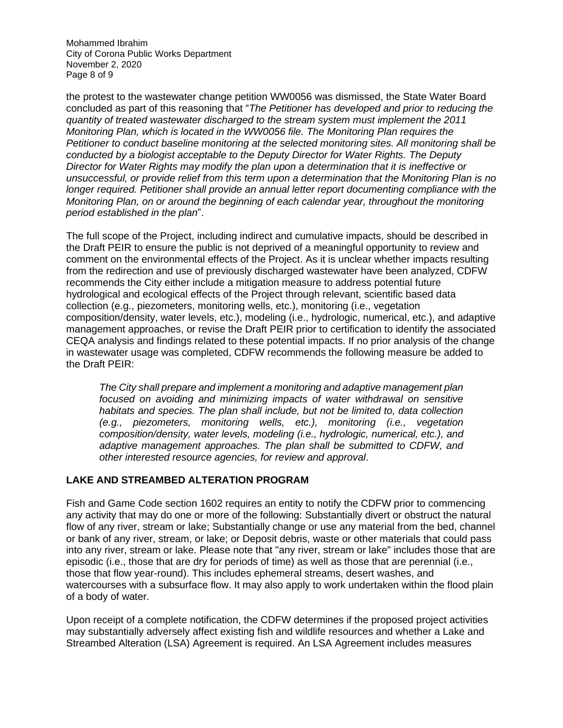the protest to the wastewater change petition WW0056 was dismissed, the State Water Board concluded as part of this reasoning that "*The Petitioner has developed and prior to reducing the quantity of treated wastewater discharged to the stream system must implement the 2011 Monitoring Plan, which is located in the WW0056 file. The Monitoring Plan requires the Petitioner to conduct baseline monitoring at the selected monitoring sites. All monitoring shall be conducted by a biologist acceptable to the Deputy Director for Water Rights. The Deputy Director for Water Rights may modify the plan upon a determination that it is ineffective or unsuccessful, or provide relief from this term upon a determination that the Monitoring Plan is no longer required. Petitioner shall provide an annual letter report documenting compliance with the Monitoring Plan, on or around the beginning of each calendar year, throughout the monitoring period established in the plan*".

The full scope of the Project, including indirect and cumulative impacts, should be described in the Draft PEIR to ensure the public is not deprived of a meaningful opportunity to review and comment on the environmental effects of the Project. As it is unclear whether impacts resulting from the redirection and use of previously discharged wastewater have been analyzed, CDFW recommends the City either include a mitigation measure to address potential future hydrological and ecological effects of the Project through relevant, scientific based data collection (e.g., piezometers, monitoring wells, etc.), monitoring (i.e., vegetation composition/density, water levels, etc.), modeling (i.e., hydrologic, numerical, etc.), and adaptive management approaches, or revise the Draft PEIR prior to certification to identify the associated CEQA analysis and findings related to these potential impacts. If no prior analysis of the change in wastewater usage was completed, CDFW recommends the following measure be added to the Draft PEIR:

> *The City shall prepare and implement a monitoring and adaptive management plan focused on avoiding and minimizing impacts of water withdrawal on sensitive habitats and species. The plan shall include, but not be limited to, data collection (e.g., piezometers, monitoring wells, etc.), monitoring (i.e., vegetation composition/density, water levels, modeling (i.e., hydrologic, numerical, etc.), and adaptive management approaches. The plan shall be submitted to CDFW, and other interested resource agencies, for review and approval*.

**LAKE AND STREAMBED ALTERATION PROGRAM**

Fish and Game Code section 1602 requires an entity to notify the CDFW prior to commencing any activity that may do one or more of the following: Substantially divert or obstruct the natural flow of any river, stream or lake; Substantially change or use any material from the bed, channel or bank of any river, stream, or lake; or Deposit debris, waste or other materials that could pass into any river, stream or lake. Please note that "any river, stream or lake" includes those that are episodic (i.e., those that are dry for periods of time) as well as those that are perennial (i.e., those that flow year-round). This includes ephemeral streams, desert washes, and watercourses with a subsurface flow. It may also apply to work undertaken within the flood plain of a body of water.

Upon receipt of a complete notification, the CDFW determines if the proposed project activities may substantially adversely affect existing fish and wildlife resources and whether a Lake and Streambed Alteration (LSA) Agreement is required. An LSA Agreement includes measures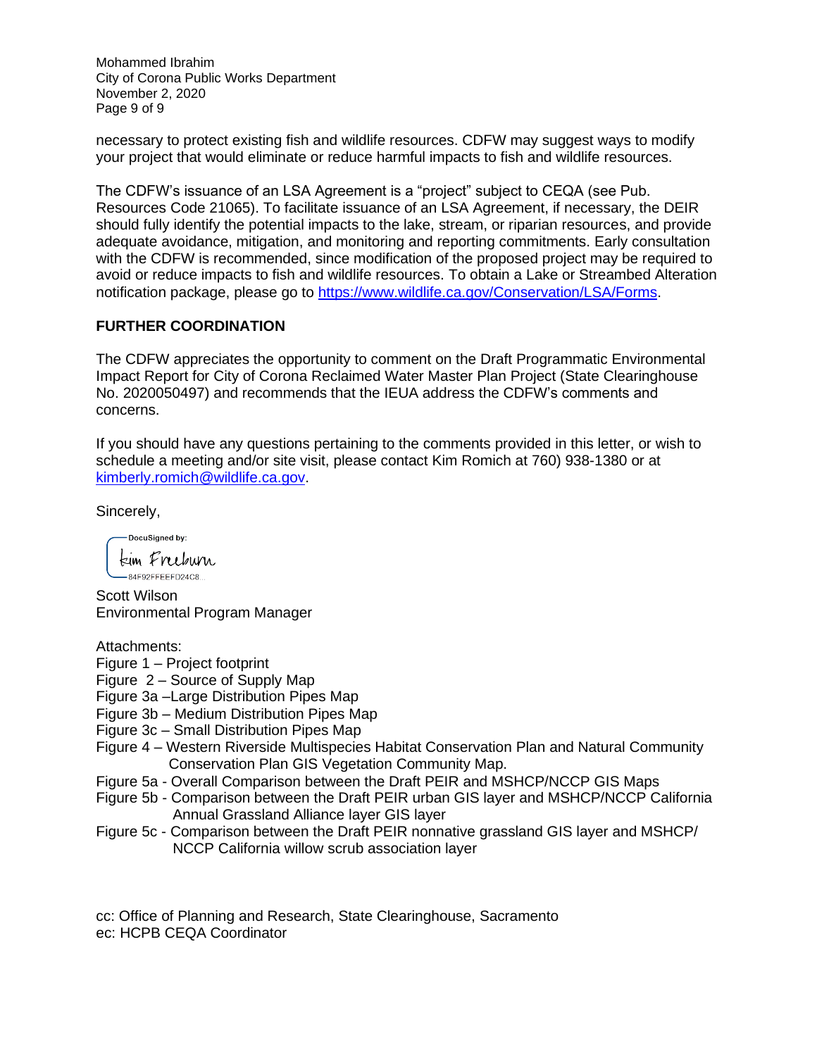necessary to protect existing fish and wildlife resources. CDFW may suggest ways to modify your project that would eliminate or reduce harmful impacts to fish and wildlife resources.

The CDFW's issuance of an LSA Agreement is a "project" subject to CEQA (see Pub. Resources Code 21065). To facilitate issuance of an LSA Agreement, if necessary, the DEIR should fully identify the potential impacts to the lake, stream, or riparian resources, and provide adequate avoidance, mitigation, and monitoring and reporting commitments. Early consultation with the CDFW is recommended, since modification of the proposed project may be required to avoid or reduce impacts to fish and wildlife resources. To obtain a Lake or Streambed Alteration notification package, please go to https://www.wildlife.ca.gov/Conservation/LSA/Forms.

## FURTHER COORDINATION

The CDFW appreciates the opportunity to comment on the Draft Programmatic Environmental Impact Report for City of Corona Reclaimed Water Master Plan Project (State Clearinghouse No. 2020050497) and recommends that the IEUA address the CDFW's comments and concerns.

If you should have any questions pertaining to the comments provided in this letter, or wish to schedule a meeting and/or site visit, please contact Kim Romich at 760) 938-1380 or at kimberly.romich@wildlife.ca.gov.

Sincerely,

DocuSigned by:
Kim Freeburn
84F92FFEEFD24C8...

Scott Wilson
Environmental Program Manager

Attachments:
Figure 1 – Project footprint
Figure 2 – Source of Supply Map
Figure 3a –Large Distribution Pipes Map
Figure 3b – Medium Distribution Pipes Map
Figure 3c – Small Distribution Pipes Map
Figure 4 – Western Riverside Multispecies Habitat Conservation Plan and Natural Community Conservation Plan GIS Vegetation Community Map.
Figure 5a - Overall Comparison between the Draft PEIR and MSHCP/NCCP GIS Maps
Figure 5b - Comparison between the Draft PEIR urban GIS layer and MSHCP/NCCP California Annual Grassland Alliance layer GIS layer
Figure 5c - Comparison between the Draft PEIR nonnative grassland GIS layer and MSHCP/ NCCP California willow scrub association layer

cc: Office of Planning and Research, State Clearinghouse, Sacramento
ec: HCPB CEQA Coordinator